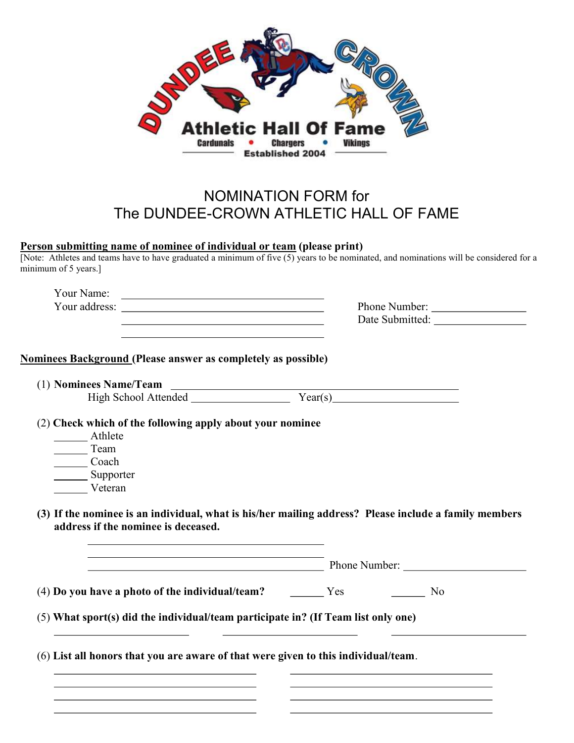DUNDEE CROWN

Athletic Hall Of Fame

Cardunals • Chargers • Vikings

Established 2004

# NOMINATION FORM for The DUNDEE-CROWN ATHLETIC HALL OF FAME

**Person submitting name of nominee of individual or team (please print)**

[Note: Athletes and teams have to have graduated a minimum of five (5) years to be nominated, and nominations will be considered for a minimum of 5 years.]

Your Name: ______________________________

Your address: ______________________________

______________________________

______________________________

Phone Number: ______________

Date Submitted: ______________

**Nominees Background (Please answer as completely as possible)**

(1) **Nominees Name/Team** ______________________________

High School Attended ______________ Year(s)______________

(2) **Check which of the following apply about your nominee**

______ Athlete

______ Team

______ Coach

______ Supporter

______ Veteran

**(3) If the nominee is an individual, what is his/her mailing address? Please include a family members address if the nominee is deceased.**

______________________________

______________________________

______________________________ Phone Number: ______________

(4) **Do you have a photo of the individual/team?** ______ Yes ______ No

(5) **What sport(s) did the individual/team participate in? (If Team list only one)**

______________ ______________ ______________

(6) **List all honors that you are aware of that were given to this individual/team**.

______________________ ______________________

______________________ ______________________

______________________ ______________________

______________________ ______________________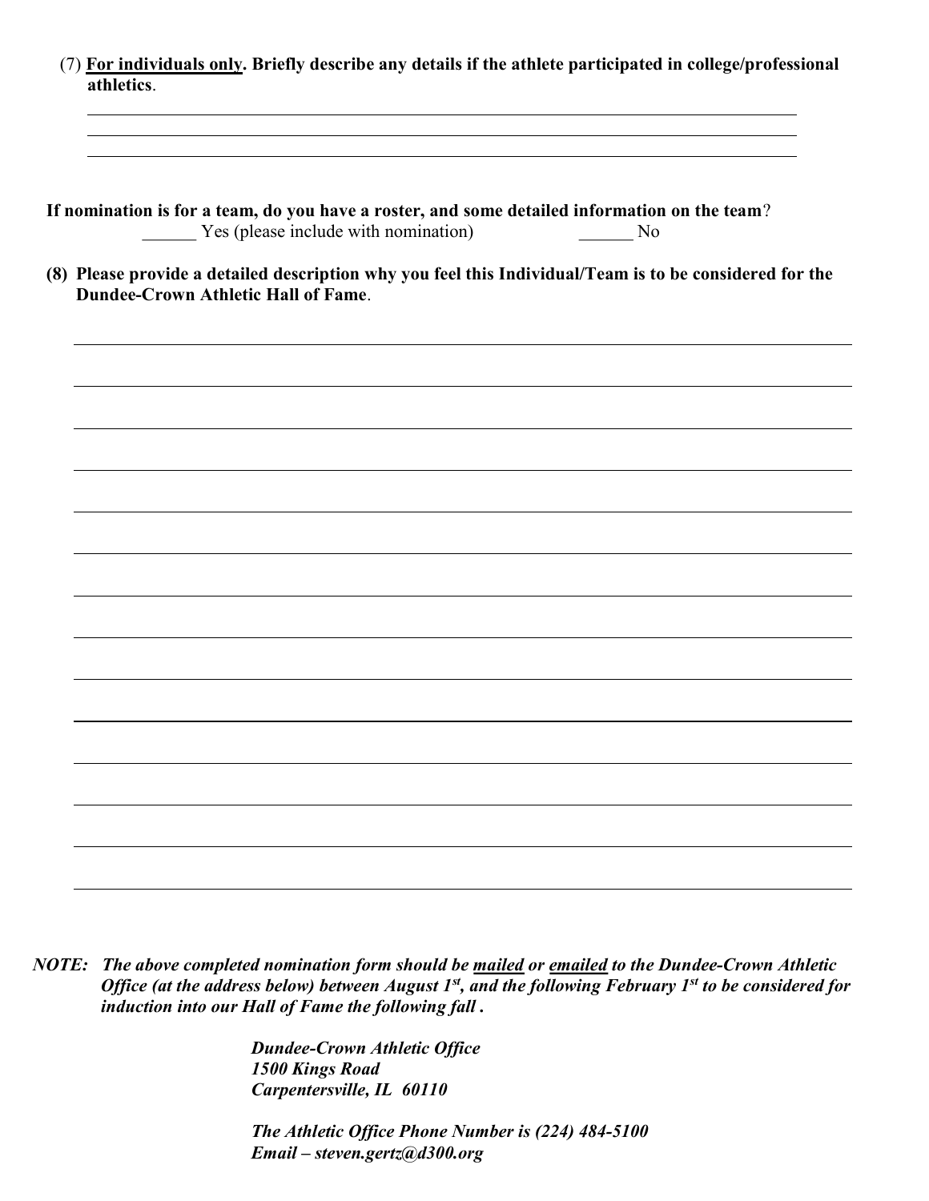(7) **<u>For individuals only</u>. Briefly describe any details if the athlete participated in college/professional athletics**.

\_\_\_\_\_\_\_\_\_\_\_\_\_\_\_\_\_\_\_\_\_\_\_\_\_\_\_\_\_\_\_\_\_\_\_\_\_\_\_\_\_\_\_\_\_\_\_\_\_\_\_\_\_\_\_\_\_\_\_\_\_\_\_\_\_\_\_\_\_\_\_\_\_\_\_\_

\_\_\_\_\_\_\_\_\_\_\_\_\_\_\_\_\_\_\_\_\_\_\_\_\_\_\_\_\_\_\_\_\_\_\_\_\_\_\_\_\_\_\_\_\_\_\_\_\_\_\_\_\_\_\_\_\_\_\_\_\_\_\_\_\_\_\_\_\_\_\_\_\_\_\_\_

\_\_\_\_\_\_\_\_\_\_\_\_\_\_\_\_\_\_\_\_\_\_\_\_\_\_\_\_\_\_\_\_\_\_\_\_\_\_\_\_\_\_\_\_\_\_\_\_\_\_\_\_\_\_\_\_\_\_\_\_\_\_\_\_\_\_\_\_\_\_\_\_\_\_\_\_

**If nomination is for a team, do you have a roster, and some detailed information on the team**?

\_\_\_\_\_\_ Yes (please include with nomination) \_\_\_\_\_\_ No

**(8) Please provide a detailed description why you feel this Individual/Team is to be considered for the Dundee-Crown Athletic Hall of Fame**.

\_\_\_\_\_\_\_\_\_\_\_\_\_\_\_\_\_\_\_\_\_\_\_\_\_\_\_\_\_\_\_\_\_\_\_\_\_\_\_\_\_\_\_\_\_\_\_\_\_\_\_\_\_\_\_\_\_\_\_\_\_\_\_\_\_\_\_\_\_\_\_\_\_\_\_\_

\_\_\_\_\_\_\_\_\_\_\_\_\_\_\_\_\_\_\_\_\_\_\_\_\_\_\_\_\_\_\_\_\_\_\_\_\_\_\_\_\_\_\_\_\_\_\_\_\_\_\_\_\_\_\_\_\_\_\_\_\_\_\_\_\_\_\_\_\_\_\_\_\_\_\_\_

\_\_\_\_\_\_\_\_\_\_\_\_\_\_\_\_\_\_\_\_\_\_\_\_\_\_\_\_\_\_\_\_\_\_\_\_\_\_\_\_\_\_\_\_\_\_\_\_\_\_\_\_\_\_\_\_\_\_\_\_\_\_\_\_\_\_\_\_\_\_\_\_\_\_\_\_

\_\_\_\_\_\_\_\_\_\_\_\_\_\_\_\_\_\_\_\_\_\_\_\_\_\_\_\_\_\_\_\_\_\_\_\_\_\_\_\_\_\_\_\_\_\_\_\_\_\_\_\_\_\_\_\_\_\_\_\_\_\_\_\_\_\_\_\_\_\_\_\_\_\_\_\_

\_\_\_\_\_\_\_\_\_\_\_\_\_\_\_\_\_\_\_\_\_\_\_\_\_\_\_\_\_\_\_\_\_\_\_\_\_\_\_\_\_\_\_\_\_\_\_\_\_\_\_\_\_\_\_\_\_\_\_\_\_\_\_\_\_\_\_\_\_\_\_\_\_\_\_\_

\_\_\_\_\_\_\_\_\_\_\_\_\_\_\_\_\_\_\_\_\_\_\_\_\_\_\_\_\_\_\_\_\_\_\_\_\_\_\_\_\_\_\_\_\_\_\_\_\_\_\_\_\_\_\_\_\_\_\_\_\_\_\_\_\_\_\_\_\_\_\_\_\_\_\_\_

\_\_\_\_\_\_\_\_\_\_\_\_\_\_\_\_\_\_\_\_\_\_\_\_\_\_\_\_\_\_\_\_\_\_\_\_\_\_\_\_\_\_\_\_\_\_\_\_\_\_\_\_\_\_\_\_\_\_\_\_\_\_\_\_\_\_\_\_\_\_\_\_\_\_\_\_

\_\_\_\_\_\_\_\_\_\_\_\_\_\_\_\_\_\_\_\_\_\_\_\_\_\_\_\_\_\_\_\_\_\_\_\_\_\_\_\_\_\_\_\_\_\_\_\_\_\_\_\_\_\_\_\_\_\_\_\_\_\_\_\_\_\_\_\_\_\_\_\_\_\_\_\_

\_\_\_\_\_\_\_\_\_\_\_\_\_\_\_\_\_\_\_\_\_\_\_\_\_\_\_\_\_\_\_\_\_\_\_\_\_\_\_\_\_\_\_\_\_\_\_\_\_\_\_\_\_\_\_\_\_\_\_\_\_\_\_\_\_\_\_\_\_\_\_\_\_\_\_\_

\_\_\_\_\_\_\_\_\_\_\_\_\_\_\_\_\_\_\_\_\_\_\_\_\_\_\_\_\_\_\_\_\_\_\_\_\_\_\_\_\_\_\_\_\_\_\_\_\_\_\_\_\_\_\_\_\_\_\_\_\_\_\_\_\_\_\_\_\_\_\_\_\_\_\_\_

\_\_\_\_\_\_\_\_\_\_\_\_\_\_\_\_\_\_\_\_\_\_\_\_\_\_\_\_\_\_\_\_\_\_\_\_\_\_\_\_\_\_\_\_\_\_\_\_\_\_\_\_\_\_\_\_\_\_\_\_\_\_\_\_\_\_\_\_\_\_\_\_\_\_\_\_

\_\_\_\_\_\_\_\_\_\_\_\_\_\_\_\_\_\_\_\_\_\_\_\_\_\_\_\_\_\_\_\_\_\_\_\_\_\_\_\_\_\_\_\_\_\_\_\_\_\_\_\_\_\_\_\_\_\_\_\_\_\_\_\_\_\_\_\_\_\_\_\_\_\_\_\_

\_\_\_\_\_\_\_\_\_\_\_\_\_\_\_\_\_\_\_\_\_\_\_\_\_\_\_\_\_\_\_\_\_\_\_\_\_\_\_\_\_\_\_\_\_\_\_\_\_\_\_\_\_\_\_\_\_\_\_\_\_\_\_\_\_\_\_\_\_\_\_\_\_\_\_\_

\_\_\_\_\_\_\_\_\_\_\_\_\_\_\_\_\_\_\_\_\_\_\_\_\_\_\_\_\_\_\_\_\_\_\_\_\_\_\_\_\_\_\_\_\_\_\_\_\_\_\_\_\_\_\_\_\_\_\_\_\_\_\_\_\_\_\_\_\_\_\_\_\_\_\_\_

***NOTE: The above completed nomination form should be <u>mailed</u> or <u>emailed</u> to the Dundee-Crown Athletic Office (at the address below) between August 1st, and the following February 1st to be considered for induction into our Hall of Fame the following fall .***

***Dundee-Crown Athletic Office***
***1500 Kings Road***
***Carpentersville, IL 60110***

***The Athletic Office Phone Number is (224) 484-5100***
***Email – steven.gertz@d300.org***